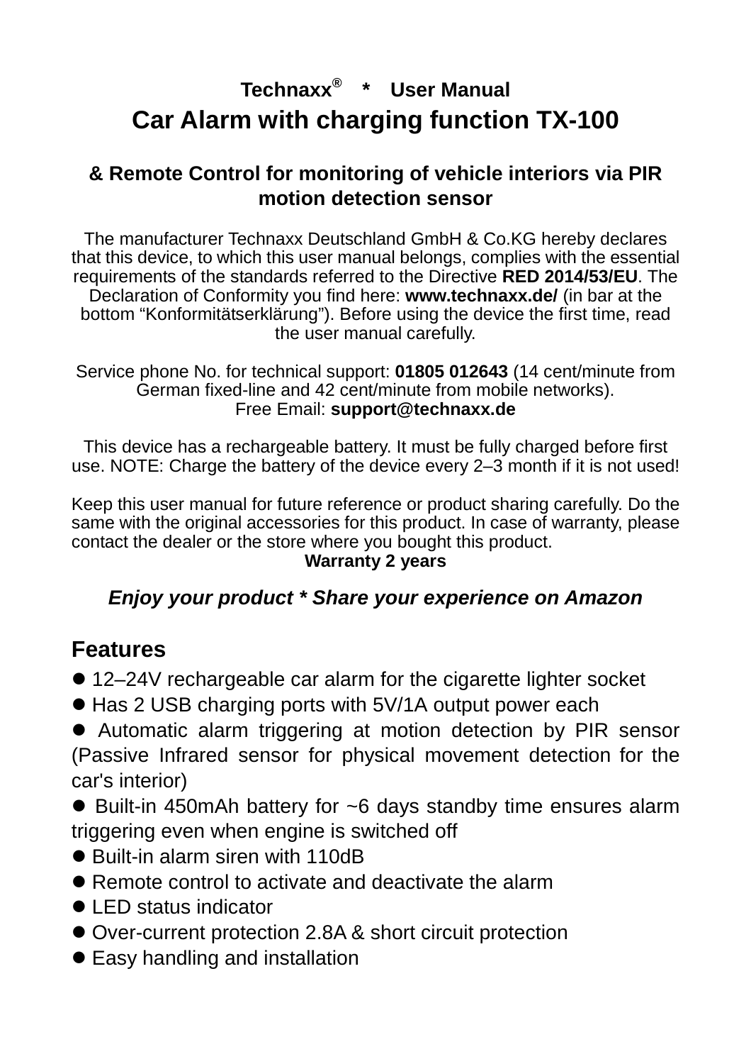**Technaxx® * User Manual**

# Car Alarm with charging function TX-100

## & Remote Control for monitoring of vehicle interiors via PIR motion detection sensor

The manufacturer Technaxx Deutschland GmbH & Co.KG hereby declares that this device, to which this user manual belongs, complies with the essential requirements of the standards referred to the Directive **RED 2014/53/EU**. The Declaration of Conformity you find here: **www.technaxx.de/** (in bar at the bottom "Konformitätserklärung"). Before using the device the first time, read the user manual carefully.

Service phone No. for technical support: **01805 012643** (14 cent/minute from German fixed-line and 42 cent/minute from mobile networks).
Free Email: **support@technaxx.de**

This device has a rechargeable battery. It must be fully charged before first use. NOTE: Charge the battery of the device every 2–3 month if it is not used!

Keep this user manual for future reference or product sharing carefully. Do the same with the original accessories for this product. In case of warranty, please contact the dealer or the store where you bought this product.

**Warranty 2 years**

***Enjoy your product * Share your experience on Amazon***

## Features

- 12–24V rechargeable car alarm for the cigarette lighter socket
- Has 2 USB charging ports with 5V/1A output power each
- Automatic alarm triggering at motion detection by PIR sensor (Passive Infrared sensor for physical movement detection for the car's interior)
- Built-in 450mAh battery for ~6 days standby time ensures alarm triggering even when engine is switched off
- Built-in alarm siren with 110dB
- Remote control to activate and deactivate the alarm
- LED status indicator
- Over-current protection 2.8A & short circuit protection
- Easy handling and installation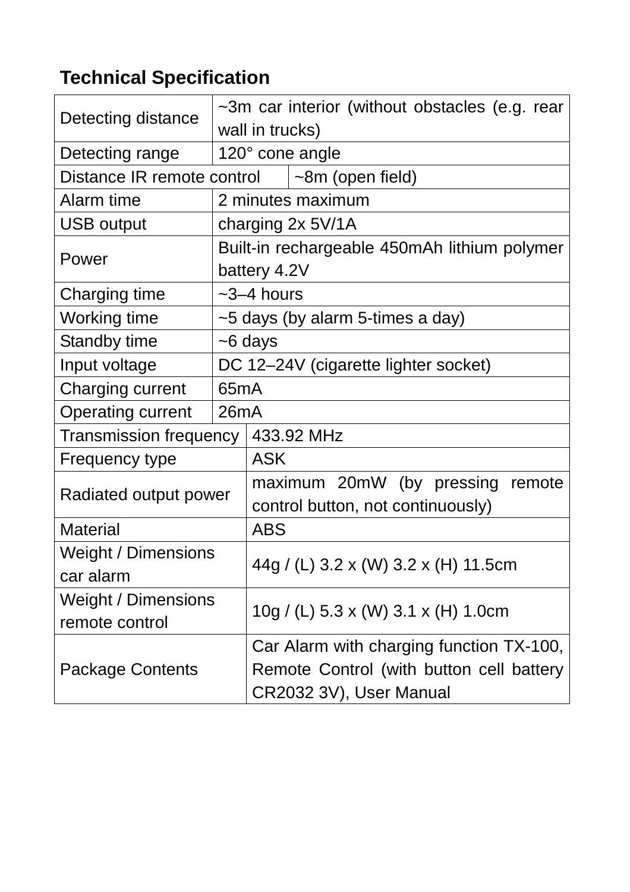## Technical Specification

| | |
|---|---|
| Detecting distance | ~3m car interior (without obstacles (e.g. rear wall in trucks) |
| Detecting range | 120° cone angle |
| Distance IR remote control | ~8m (open field) |
| Alarm time | 2 minutes maximum |
| USB output | charging 2x 5V/1A |
| Power | Built-in rechargeable 450mAh lithium polymer battery 4.2V |
| Charging time | ~3–4 hours |
| Working time | ~5 days (by alarm 5-times a day) |
| Standby time | ~6 days |
| Input voltage | DC 12–24V (cigarette lighter socket) |
| Charging current | 65mA |
| Operating current | 26mA |
| Transmission frequency | 433.92 MHz |
| Frequency type | ASK |
| Radiated output power | maximum 20mW (by pressing remote control button, not continuously) |
| Material | ABS |
| Weight / Dimensions car alarm | 44g / (L) 3.2 x (W) 3.2 x (H) 11.5cm |
| Weight / Dimensions remote control | 10g / (L) 5.3 x (W) 3.1 x (H) 1.0cm |
| Package Contents | Car Alarm with charging function TX-100, Remote Control (with button cell battery CR2032 3V), User Manual |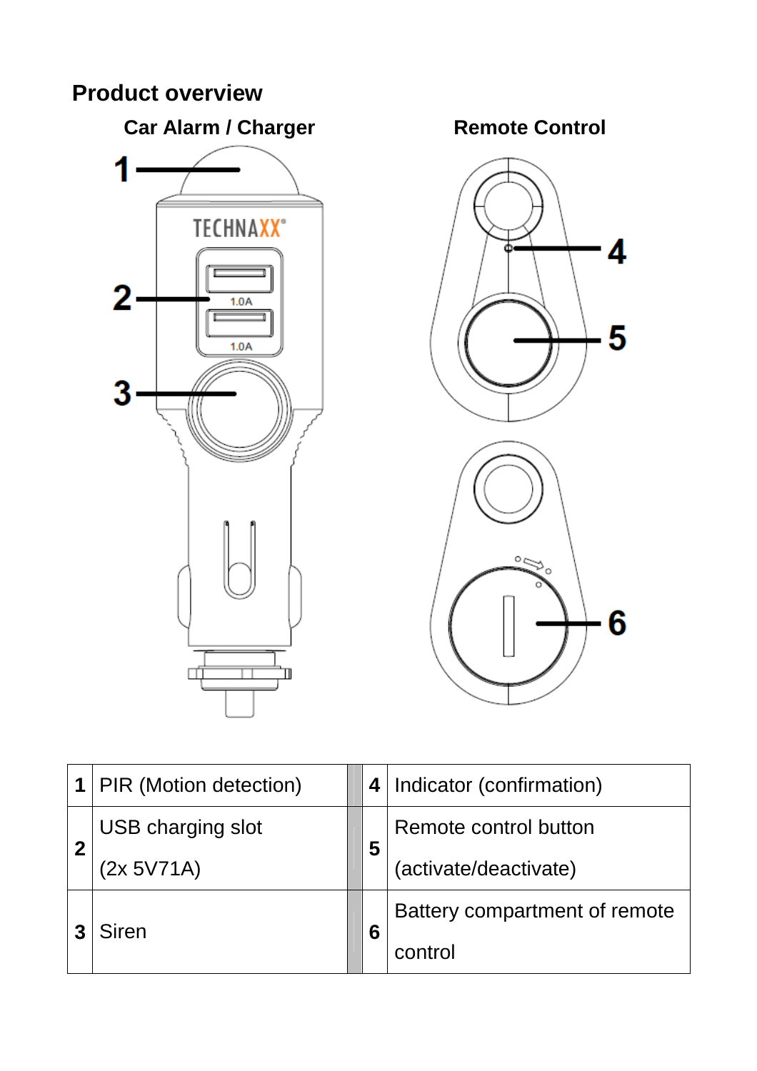## Product overview

**Car Alarm / Charger** **Remote Control**

| 1 | PIR (Motion detection) | | 4 | Indicator (confirmation) |
|---|---|---|---|---|
| 2 | USB charging slot (2x 5V71A) | | 5 | Remote control button (activate/deactivate) |
| 3 | Siren | | 6 | Battery compartment of remote control |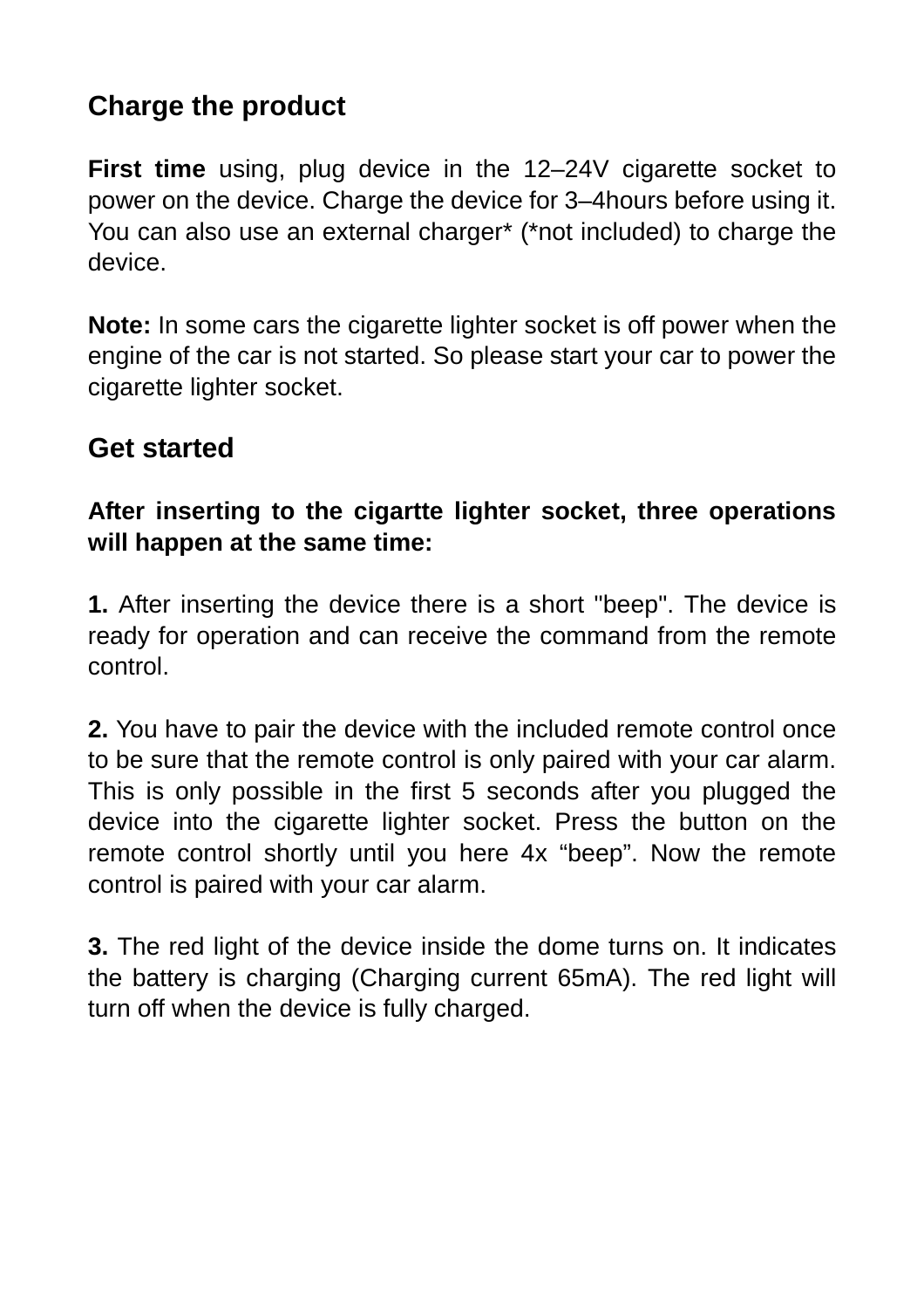## Charge the product

**First time** using, plug device in the 12–24V cigarette socket to power on the device. Charge the device for 3–4hours before using it. You can also use an external charger* (*not included) to charge the device.

**Note:** In some cars the cigarette lighter socket is off power when the engine of the car is not started. So please start your car to power the cigarette lighter socket.

## Get started

**After inserting to the cigartte lighter socket, three operations will happen at the same time:**

**1.** After inserting the device there is a short "beep". The device is ready for operation and can receive the command from the remote control.

**2.** You have to pair the device with the included remote control once to be sure that the remote control is only paired with your car alarm. This is only possible in the first 5 seconds after you plugged the device into the cigarette lighter socket. Press the button on the remote control shortly until you here 4x “beep”. Now the remote control is paired with your car alarm.

**3.** The red light of the device inside the dome turns on. It indicates the battery is charging (Charging current 65mA). The red light will turn off when the device is fully charged.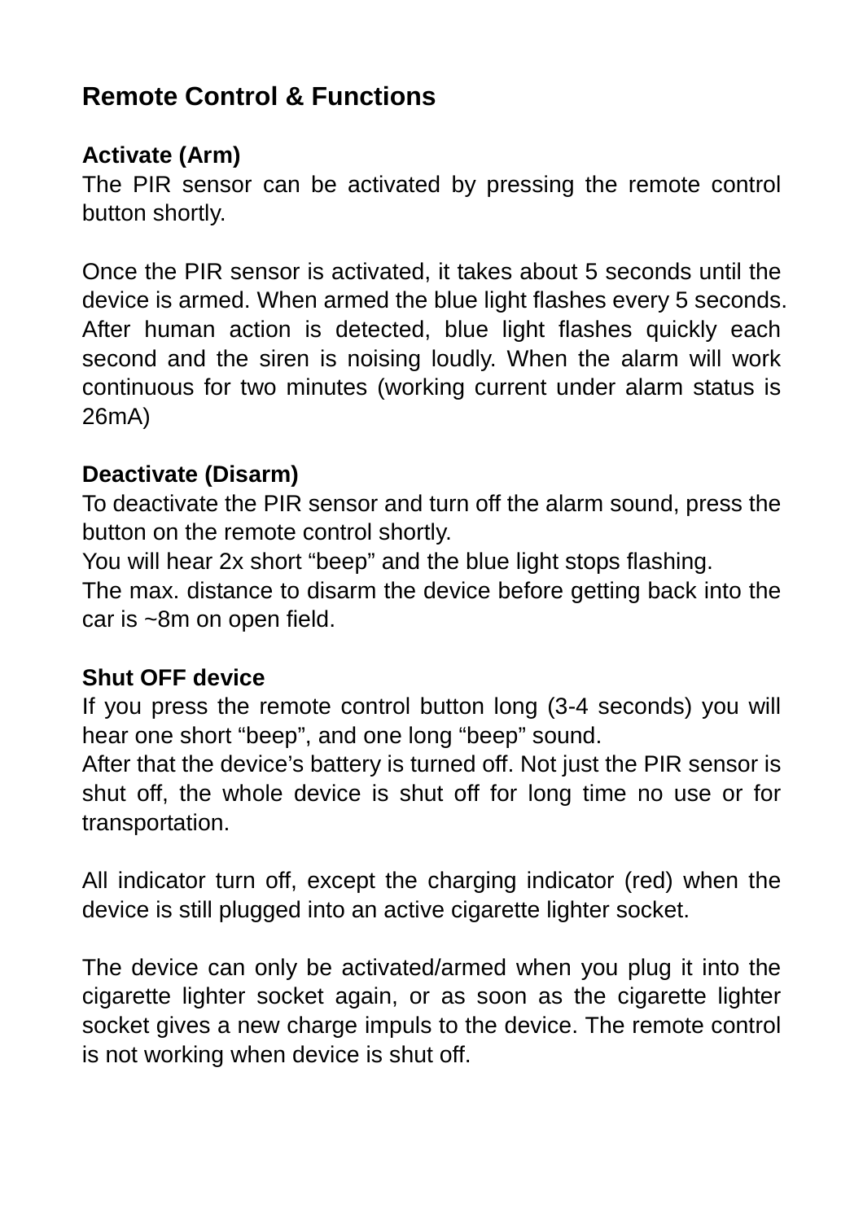## Remote Control & Functions

### Activate (Arm)

The PIR sensor can be activated by pressing the remote control button shortly.

Once the PIR sensor is activated, it takes about 5 seconds until the device is armed. When armed the blue light flashes every 5 seconds. After human action is detected, blue light flashes quickly each second and the siren is noising loudly. When the alarm will work continuous for two minutes (working current under alarm status is 26mA)

### Deactivate (Disarm)

To deactivate the PIR sensor and turn off the alarm sound, press the button on the remote control shortly.
You will hear 2x short “beep” and the blue light stops flashing.
The max. distance to disarm the device before getting back into the car is ~8m on open field.

### Shut OFF device

If you press the remote control button long (3-4 seconds) you will hear one short “beep”, and one long “beep” sound.
After that the device’s battery is turned off. Not just the PIR sensor is shut off, the whole device is shut off for long time no use or for transportation.

All indicator turn off, except the charging indicator (red) when the device is still plugged into an active cigarette lighter socket.

The device can only be activated/armed when you plug it into the cigarette lighter socket again, or as soon as the cigarette lighter socket gives a new charge impuls to the device. The remote control is not working when device is shut off.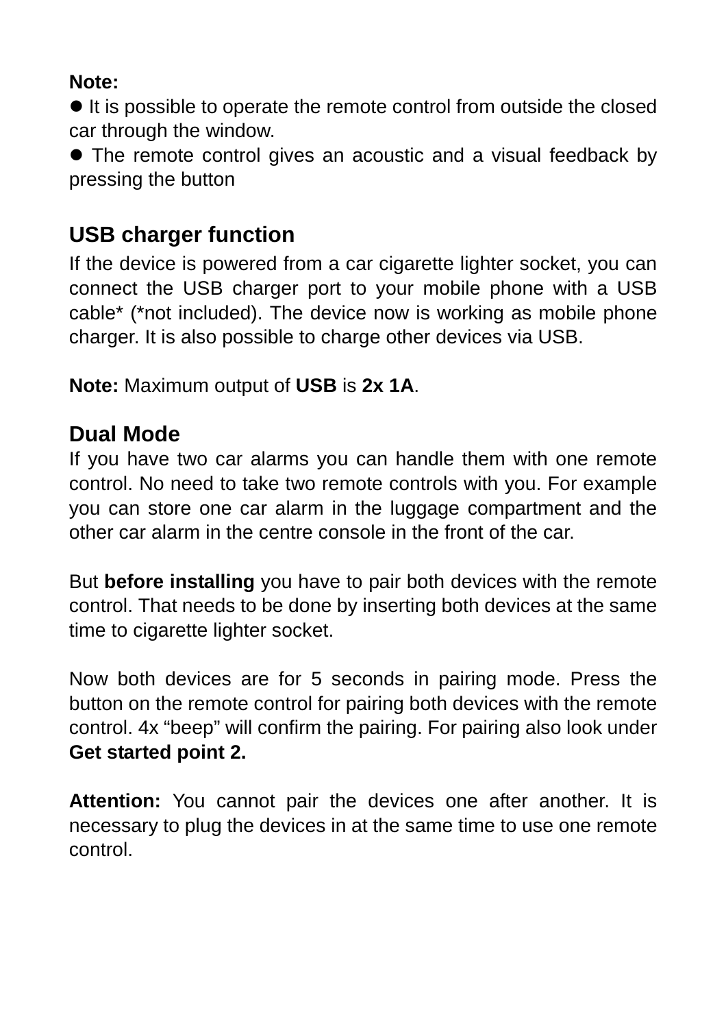**Note:**

- It is possible to operate the remote control from outside the closed car through the window.
- The remote control gives an acoustic and a visual feedback by pressing the button

## USB charger function

If the device is powered from a car cigarette lighter socket, you can connect the USB charger port to your mobile phone with a USB cable* (*not included). The device now is working as mobile phone charger. It is also possible to charge other devices via USB.

**Note:** Maximum output of **USB** is **2x 1A**.

## Dual Mode

If you have two car alarms you can handle them with one remote control. No need to take two remote controls with you. For example you can store one car alarm in the luggage compartment and the other car alarm in the centre console in the front of the car.

But **before installing** you have to pair both devices with the remote control. That needs to be done by inserting both devices at the same time to cigarette lighter socket.

Now both devices are for 5 seconds in pairing mode. Press the button on the remote control for pairing both devices with the remote control. 4x “beep” will confirm the pairing. For pairing also look under **Get started point 2.**

**Attention:** You cannot pair the devices one after another. It is necessary to plug the devices in at the same time to use one remote control.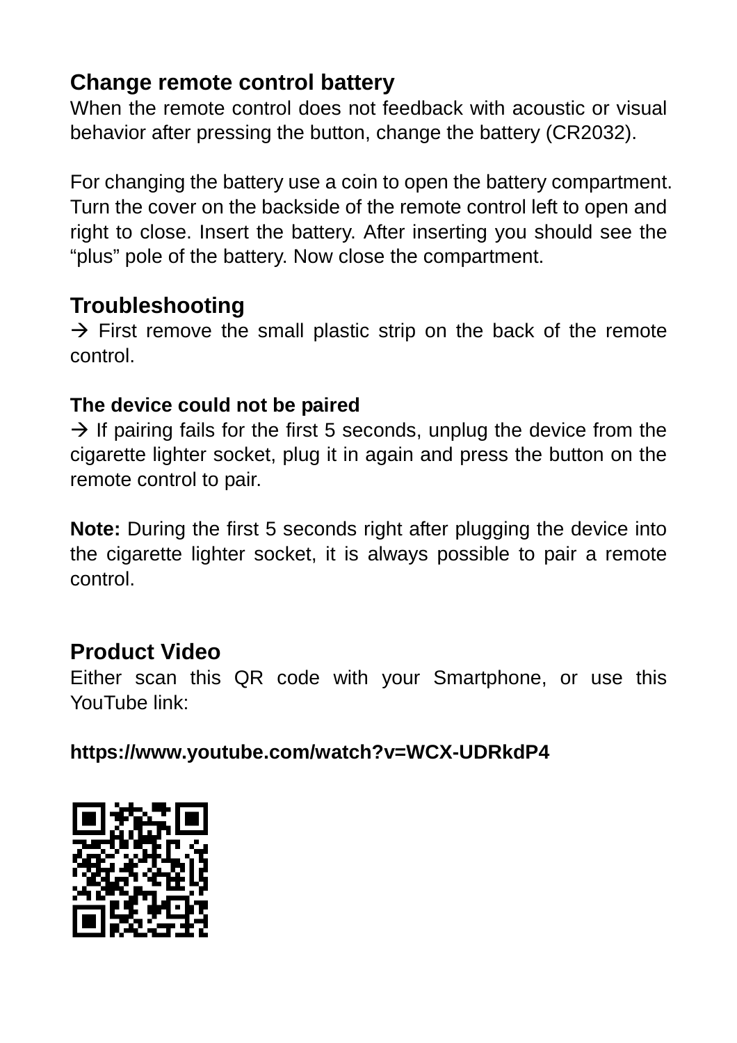## Change remote control battery

When the remote control does not feedback with acoustic or visual behavior after pressing the button, change the battery (CR2032).

For changing the battery use a coin to open the battery compartment. Turn the cover on the backside of the remote control left to open and right to close. Insert the battery. After inserting you should see the “plus” pole of the battery. Now close the compartment.

## Troubleshooting

→ First remove the small plastic strip on the back of the remote control.

### The device could not be paired

→ If pairing fails for the first 5 seconds, unplug the device from the cigarette lighter socket, plug it in again and press the button on the remote control to pair.

**Note:** During the first 5 seconds right after plugging the device into the cigarette lighter socket, it is always possible to pair a remote control.

## Product Video

Either scan this QR code with your Smartphone, or use this YouTube link:

**https://www.youtube.com/watch?v=WCX-UDRkdP4**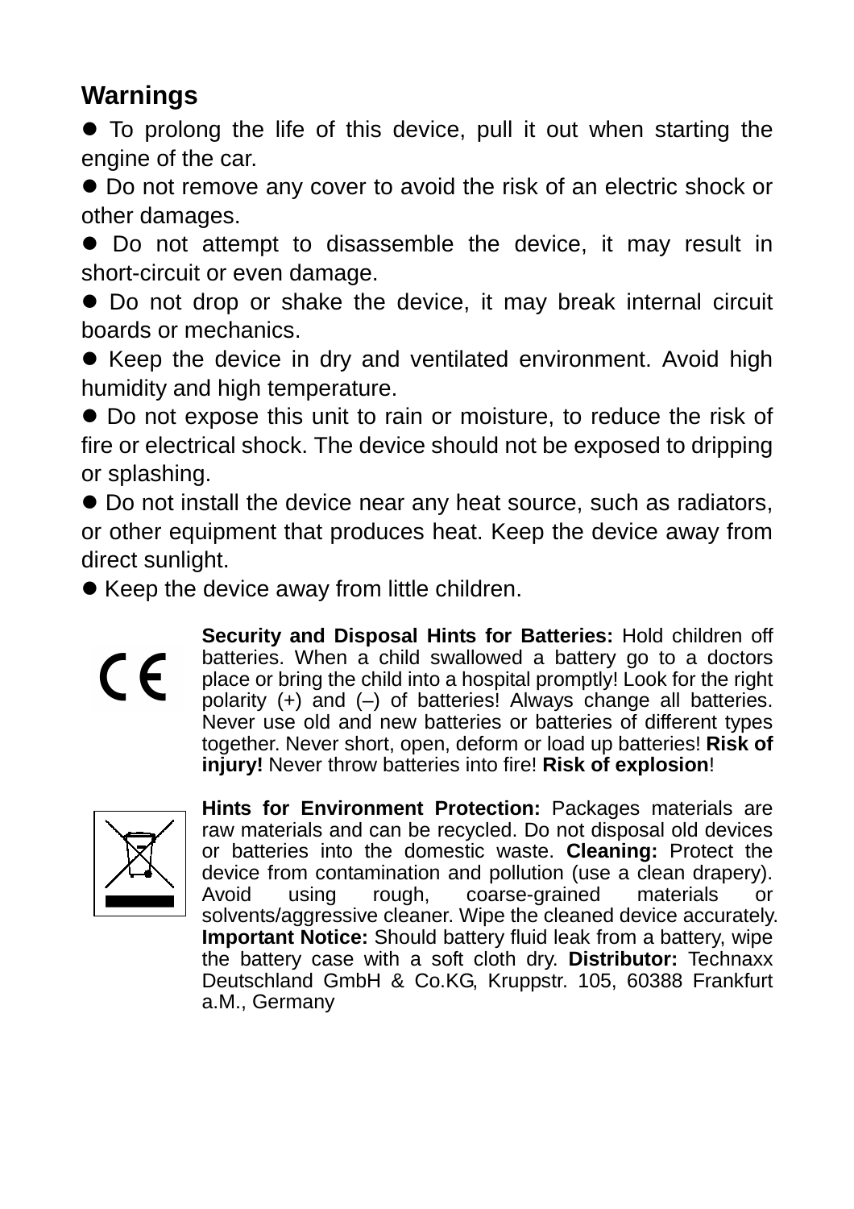## Warnings

- To prolong the life of this device, pull it out when starting the engine of the car.
- Do not remove any cover to avoid the risk of an electric shock or other damages.
- Do not attempt to disassemble the device, it may result in short-circuit or even damage.
- Do not drop or shake the device, it may break internal circuit boards or mechanics.
- Keep the device in dry and ventilated environment. Avoid high humidity and high temperature.
- Do not expose this unit to rain or moisture, to reduce the risk of fire or electrical shock. The device should not be exposed to dripping or splashing.
- Do not install the device near any heat source, such as radiators, or other equipment that produces heat. Keep the device away from direct sunlight.
- Keep the device away from little children.

**Security and Disposal Hints for Batteries:** Hold children off batteries. When a child swallowed a battery go to a doctors place or bring the child into a hospital promptly! Look for the right polarity (+) and (–) of batteries! Always change all batteries. Never use old and new batteries or batteries of different types together. Never short, open, deform or load up batteries! **Risk of injury!** Never throw batteries into fire! **Risk of explosion**!

**Hints for Environment Protection:** Packages materials are raw materials and can be recycled. Do not disposal old devices or batteries into the domestic waste. **Cleaning:** Protect the device from contamination and pollution (use a clean drapery). Avoid using rough, coarse-grained materials or solvents/aggressive cleaner. Wipe the cleaned device accurately. **Important Notice:** Should battery fluid leak from a battery, wipe the battery case with a soft cloth dry. **Distributor:** Technaxx Deutschland GmbH & Co.KG, Kruppstr. 105, 60388 Frankfurt a.M., Germany